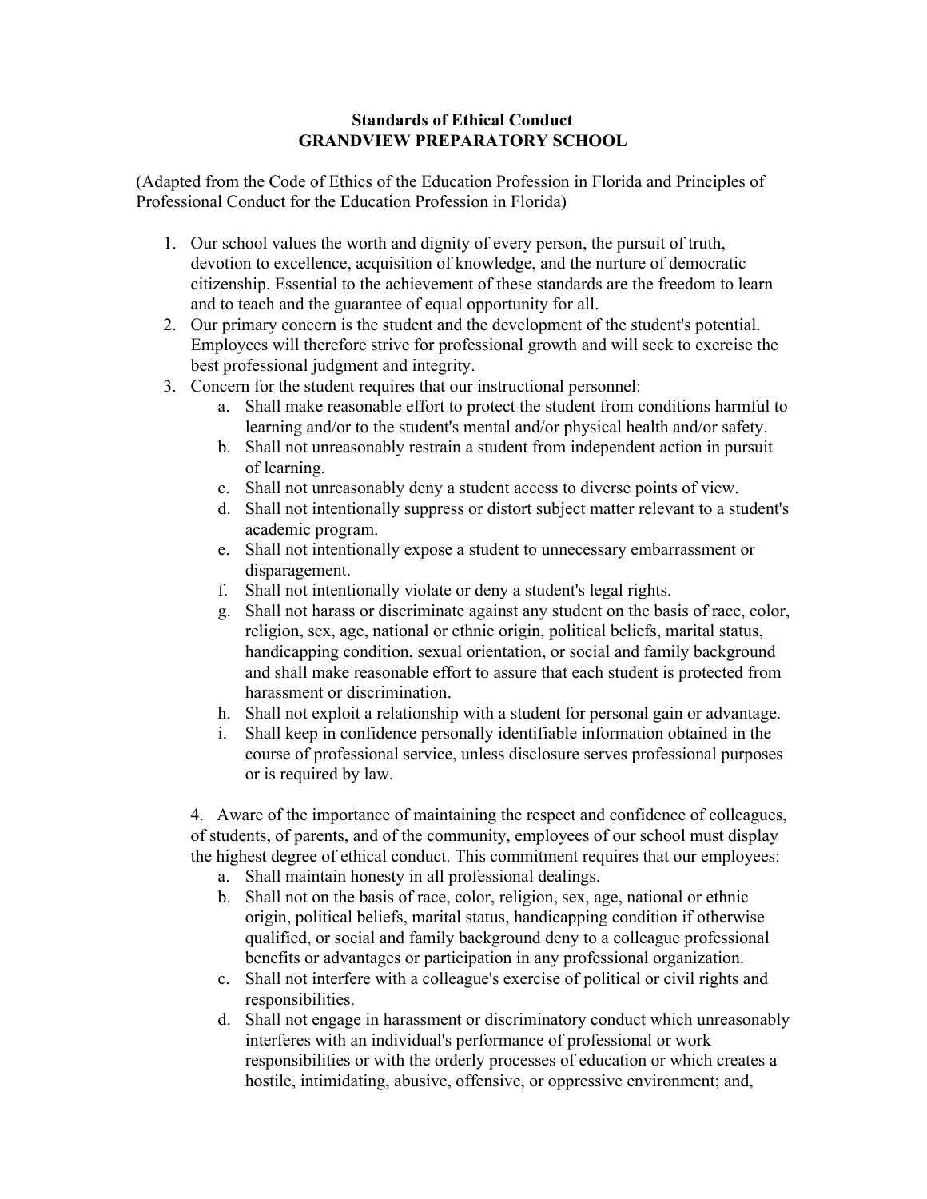**Standards of Ethical Conduct**
**GRANDVIEW PREPARATORY SCHOOL**

(Adapted from the Code of Ethics of the Education Profession in Florida and Principles of Professional Conduct for the Education Profession in Florida)

1. Our school values the worth and dignity of every person, the pursuit of truth, devotion to excellence, acquisition of knowledge, and the nurture of democratic citizenship. Essential to the achievement of these standards are the freedom to learn and to teach and the guarantee of equal opportunity for all.
2. Our primary concern is the student and the development of the student's potential. Employees will therefore strive for professional growth and will seek to exercise the best professional judgment and integrity.
3. Concern for the student requires that our instructional personnel:
   a. Shall make reasonable effort to protect the student from conditions harmful to learning and/or to the student's mental and/or physical health and/or safety.
   b. Shall not unreasonably restrain a student from independent action in pursuit of learning.
   c. Shall not unreasonably deny a student access to diverse points of view.
   d. Shall not intentionally suppress or distort subject matter relevant to a student's academic program.
   e. Shall not intentionally expose a student to unnecessary embarrassment or disparagement.
   f. Shall not intentionally violate or deny a student's legal rights.
   g. Shall not harass or discriminate against any student on the basis of race, color, religion, sex, age, national or ethnic origin, political beliefs, marital status, handicapping condition, sexual orientation, or social and family background and shall make reasonable effort to assure that each student is protected from harassment or discrimination.
   h. Shall not exploit a relationship with a student for personal gain or advantage.
   i. Shall keep in confidence personally identifiable information obtained in the course of professional service, unless disclosure serves professional purposes or is required by law.

4. Aware of the importance of maintaining the respect and confidence of colleagues, of students, of parents, and of the community, employees of our school must display the highest degree of ethical conduct. This commitment requires that our employees:
   a. Shall maintain honesty in all professional dealings.
   b. Shall not on the basis of race, color, religion, sex, age, national or ethnic origin, political beliefs, marital status, handicapping condition if otherwise qualified, or social and family background deny to a colleague professional benefits or advantages or participation in any professional organization.
   c. Shall not interfere with a colleague's exercise of political or civil rights and responsibilities.
   d. Shall not engage in harassment or discriminatory conduct which unreasonably interferes with an individual's performance of professional or work responsibilities or with the orderly processes of education or which creates a hostile, intimidating, abusive, offensive, or oppressive environment; and,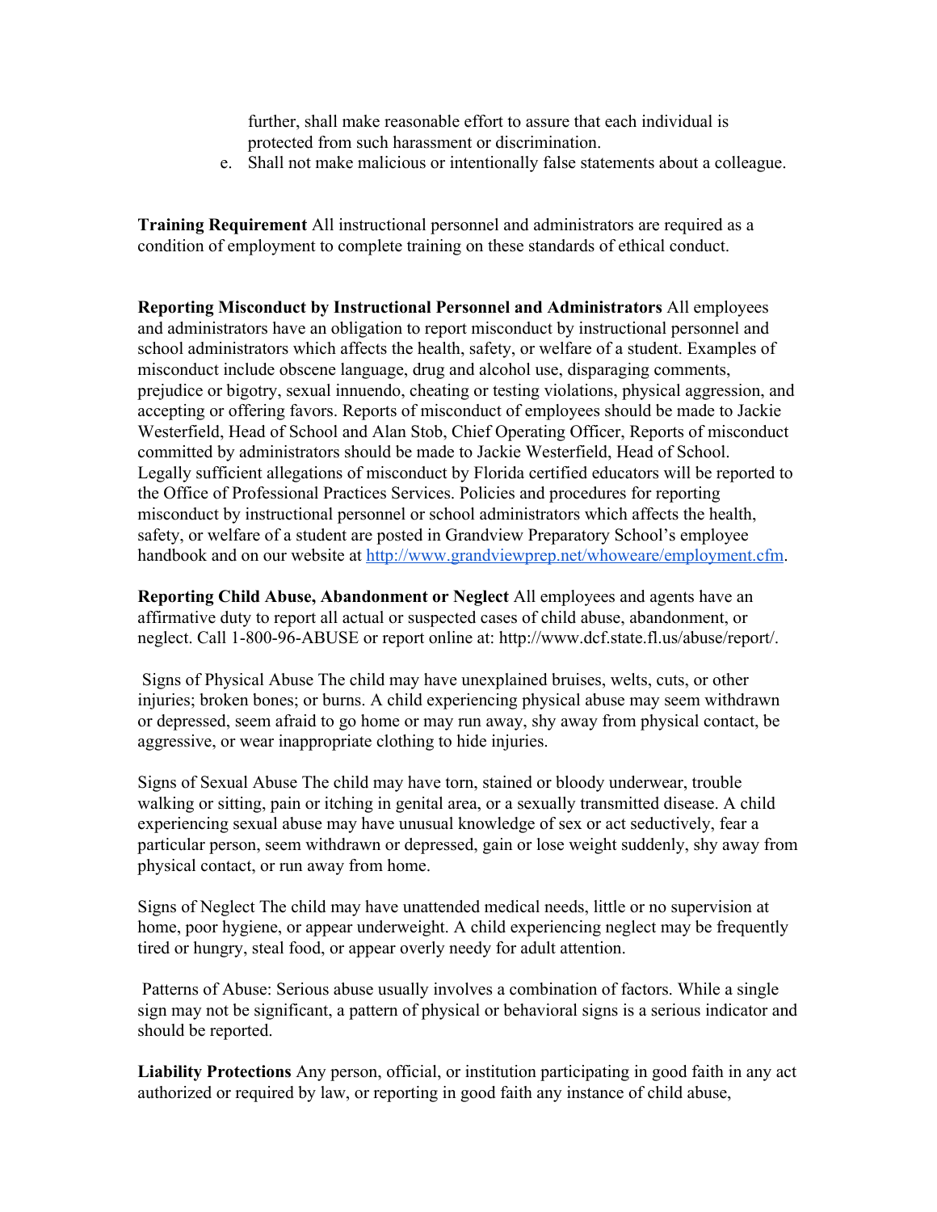further, shall make reasonable effort to assure that each individual is protected from such harassment or discrimination.

e. Shall not make malicious or intentionally false statements about a colleague.

**Training Requirement** All instructional personnel and administrators are required as a condition of employment to complete training on these standards of ethical conduct.

**Reporting Misconduct by Instructional Personnel and Administrators** All employees and administrators have an obligation to report misconduct by instructional personnel and school administrators which affects the health, safety, or welfare of a student. Examples of misconduct include obscene language, drug and alcohol use, disparaging comments, prejudice or bigotry, sexual innuendo, cheating or testing violations, physical aggression, and accepting or offering favors. Reports of misconduct of employees should be made to Jackie Westerfield, Head of School and Alan Stob, Chief Operating Officer, Reports of misconduct committed by administrators should be made to Jackie Westerfield, Head of School. Legally sufficient allegations of misconduct by Florida certified educators will be reported to the Office of Professional Practices Services. Policies and procedures for reporting misconduct by instructional personnel or school administrators which affects the health, safety, or welfare of a student are posted in Grandview Preparatory School's employee handbook and on our website at [http://www.grandviewprep.net/whoweare/employment.cfm](http://www.grandviewprep.net/whoweare/employment.cfm).

**Reporting Child Abuse, Abandonment or Neglect** All employees and agents have an affirmative duty to report all actual or suspected cases of child abuse, abandonment, or neglect. Call 1-800-96-ABUSE or report online at: http://www.dcf.state.fl.us/abuse/report/.

Signs of Physical Abuse The child may have unexplained bruises, welts, cuts, or other injuries; broken bones; or burns. A child experiencing physical abuse may seem withdrawn or depressed, seem afraid to go home or may run away, shy away from physical contact, be aggressive, or wear inappropriate clothing to hide injuries.

Signs of Sexual Abuse The child may have torn, stained or bloody underwear, trouble walking or sitting, pain or itching in genital area, or a sexually transmitted disease. A child experiencing sexual abuse may have unusual knowledge of sex or act seductively, fear a particular person, seem withdrawn or depressed, gain or lose weight suddenly, shy away from physical contact, or run away from home.

Signs of Neglect The child may have unattended medical needs, little or no supervision at home, poor hygiene, or appear underweight. A child experiencing neglect may be frequently tired or hungry, steal food, or appear overly needy for adult attention.

Patterns of Abuse: Serious abuse usually involves a combination of factors. While a single sign may not be significant, a pattern of physical or behavioral signs is a serious indicator and should be reported.

**Liability Protections** Any person, official, or institution participating in good faith in any act authorized or required by law, or reporting in good faith any instance of child abuse,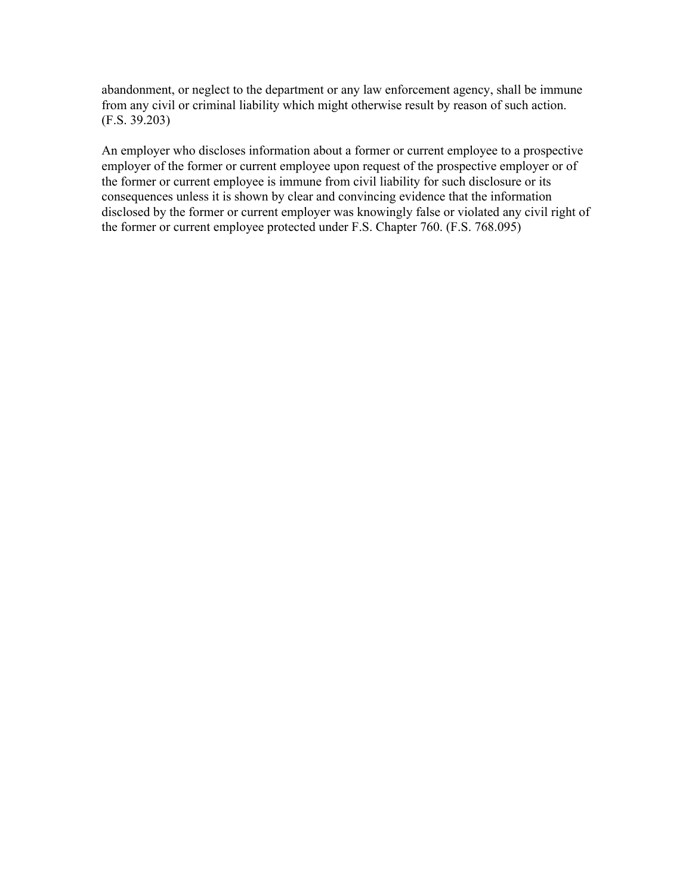abandonment, or neglect to the department or any law enforcement agency, shall be immune from any civil or criminal liability which might otherwise result by reason of such action. (F.S. 39.203)

An employer who discloses information about a former or current employee to a prospective employer of the former or current employee upon request of the prospective employer or of the former or current employee is immune from civil liability for such disclosure or its consequences unless it is shown by clear and convincing evidence that the information disclosed by the former or current employer was knowingly false or violated any civil right of the former or current employee protected under F.S. Chapter 760. (F.S. 768.095)